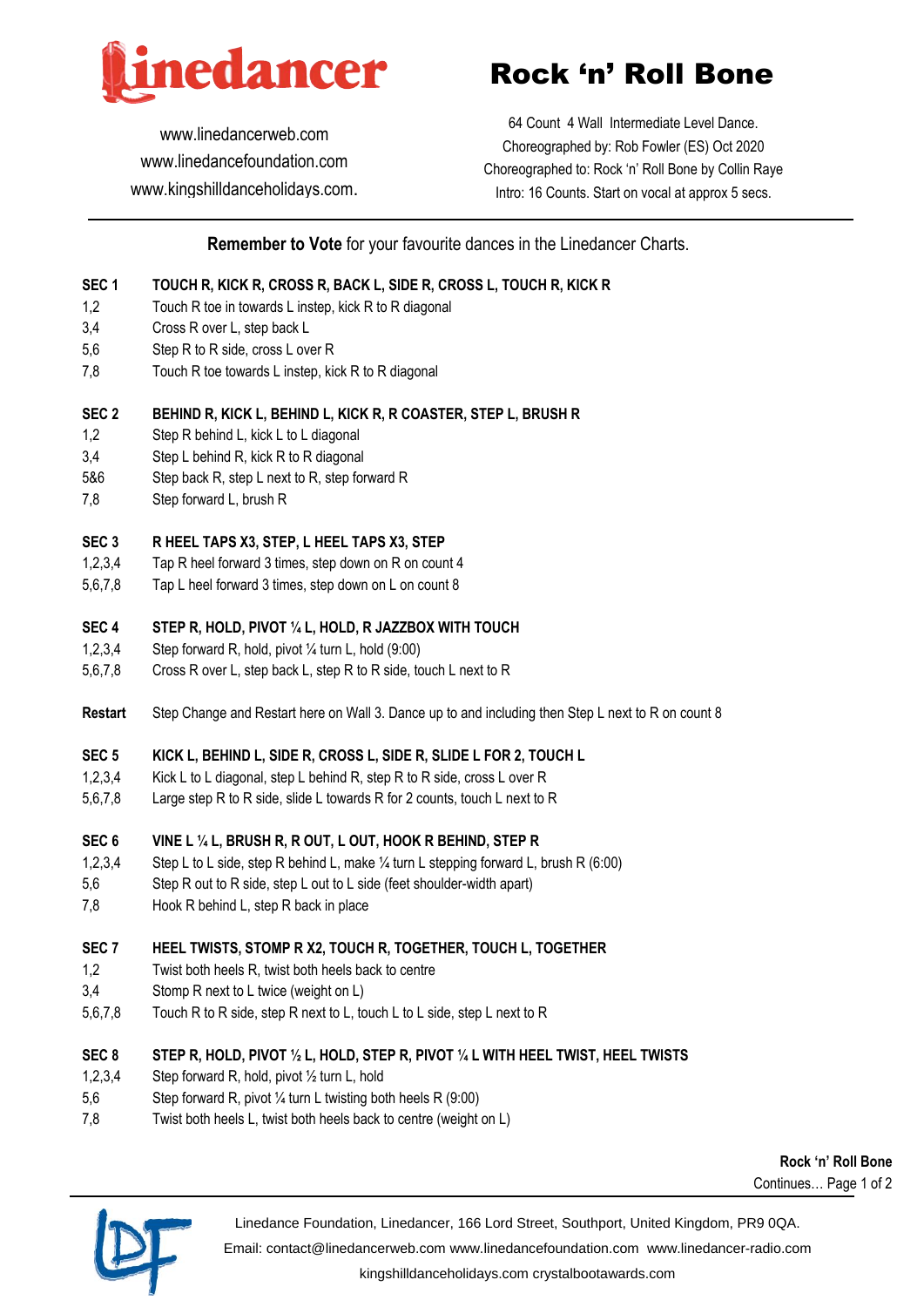# Rock ‘n’ Roll Bone

**linedancer**

www.linedancerweb.com
www.linedancefoundation.com
www.kingshilldanceholidays.com.

64 Count 4 Wall Intermediate Level Dance.
Choreographed by: Rob Fowler (ES) Oct 2020
Choreographed to: Rock ‘n’ Roll Bone by Collin Raye
Intro: 16 Counts. Start on vocal at approx 5 secs.

**Remember to Vote** for your favourite dances in the Linedancer Charts.

**SEC 1 TOUCH R, KICK R, CROSS R, BACK L, SIDE R, CROSS L, TOUCH R, KICK R**

| | |
|---|---|
| 1,2 | Touch R toe in towards L instep, kick R to R diagonal |
| 3,4 | Cross R over L, step back L |
| 5,6 | Step R to R side, cross L over R |
| 7,8 | Touch R toe towards L instep, kick R to R diagonal |

**SEC 2 BEHIND R, KICK L, BEHIND L, KICK R, R COASTER, STEP L, BRUSH R**

| | |
|---|---|
| 1,2 | Step R behind L, kick L to L diagonal |
| 3,4 | Step L behind R, kick R to R diagonal |
| 5&6 | Step back R, step L next to R, step forward R |
| 7,8 | Step forward L, brush R |

**SEC 3 R HEEL TAPS X3, STEP, L HEEL TAPS X3, STEP**

| | |
|---|---|
| 1,2,3,4 | Tap R heel forward 3 times, step down on R on count 4 |
| 5,6,7,8 | Tap L heel forward 3 times, step down on L on count 8 |

**SEC 4 STEP R, HOLD, PIVOT ¼ L, HOLD, R JAZZBOX WITH TOUCH**

| | |
|---|---|
| 1,2,3,4 | Step forward R, hold, pivot ¼ turn L, hold (9:00) |
| 5,6,7,8 | Cross R over L, step back L, step R to R side, touch L next to R |

**Restart** Step Change and Restart here on Wall 3. Dance up to and including then Step L next to R on count 8

**SEC 5 KICK L, BEHIND L, SIDE R, CROSS L, SIDE R, SLIDE L FOR 2, TOUCH L**

| | |
|---|---|
| 1,2,3,4 | Kick L to L diagonal, step L behind R, step R to R side, cross L over R |
| 5,6,7,8 | Large step R to R side, slide L towards R for 2 counts, touch L next to R |

**SEC 6 VINE L ¼ L, BRUSH R, R OUT, L OUT, HOOK R BEHIND, STEP R**

| | |
|---|---|
| 1,2,3,4 | Step L to L side, step R behind L, make ¼ turn L stepping forward L, brush R (6:00) |
| 5,6 | Step R out to R side, step L out to L side (feet shoulder-width apart) |
| 7,8 | Hook R behind L, step R back in place |

**SEC 7 HEEL TWISTS, STOMP R X2, TOUCH R, TOGETHER, TOUCH L, TOGETHER**

| | |
|---|---|
| 1,2 | Twist both heels R, twist both heels back to centre |
| 3,4 | Stomp R next to L twice (weight on L) |
| 5,6,7,8 | Touch R to R side, step R next to L, touch L to L side, step L next to R |

**SEC 8 STEP R, HOLD, PIVOT ½ L, HOLD, STEP R, PIVOT ¼ L WITH HEEL TWIST, HEEL TWISTS**

| | |
|---|---|
| 1,2,3,4 | Step forward R, hold, pivot ½ turn L, hold |
| 5,6 | Step forward R, pivot ¼ turn L twisting both heels R (9:00) |
| 7,8 | Twist both heels L, twist both heels back to centre (weight on L) |

Continues…

Linedance Foundation, Linedancer, 166 Lord Street, Southport, United Kingdom, PR9 0QA.
Email: contact@linedancerweb.com www.linedancefoundation.com www.linedancer-radio.com
kingshilldanceholidays.com crystalbootawards.com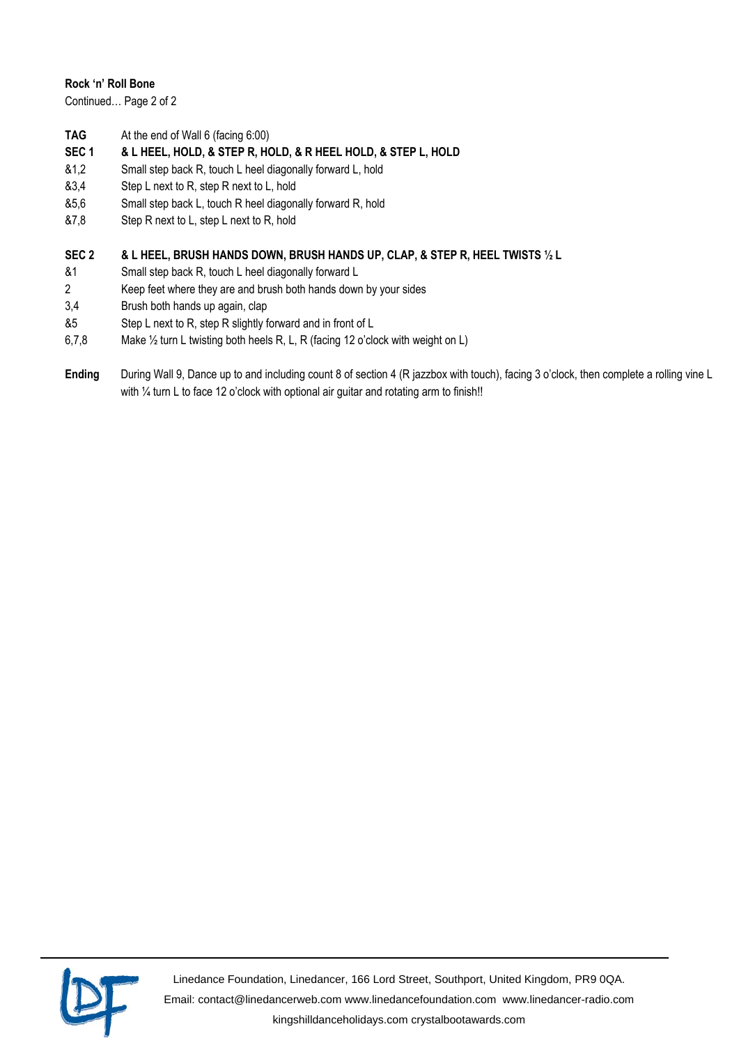**Rock 'n' Roll Bone**
Continued… Page 2 of 2

| | | |
|---|---|---|
| **TAG** | At the end of Wall 6 (facing 6:00) | |
| **SEC 1** | **& L HEEL, HOLD, & STEP R, HOLD, & R HEEL HOLD, & STEP L, HOLD** | |
| &1,2 | Small step back R, touch L heel diagonally forward L, hold | |
| &3,4 | Step L next to R, step R next to L, hold | |
| &5,6 | Small step back L, touch R heel diagonally forward R, hold | |
| &7,8 | Step R next to L, step L next to R, hold | |

| | |
|---|---|
| **SEC 2** | **& L HEEL, BRUSH HANDS DOWN, BRUSH HANDS UP, CLAP, & STEP R, HEEL TWISTS ½ L** |
| &1 | Small step back R, touch L heel diagonally forward L |
| 2 | Keep feet where they are and brush both hands down by your sides |
| 3,4 | Brush both hands up again, clap |
| &5 | Step L next to R, step R slightly forward and in front of L |
| 6,7,8 | Make ½ turn L twisting both heels R, L, R (facing 12 o'clock with weight on L) |

**Ending** During Wall 9, Dance up to and including count 8 of section 4 (R jazzbox with touch), facing 3 o'clock, then complete a rolling vine L with ¼ turn L to face 12 o'clock with optional air guitar and rotating arm to finish!!